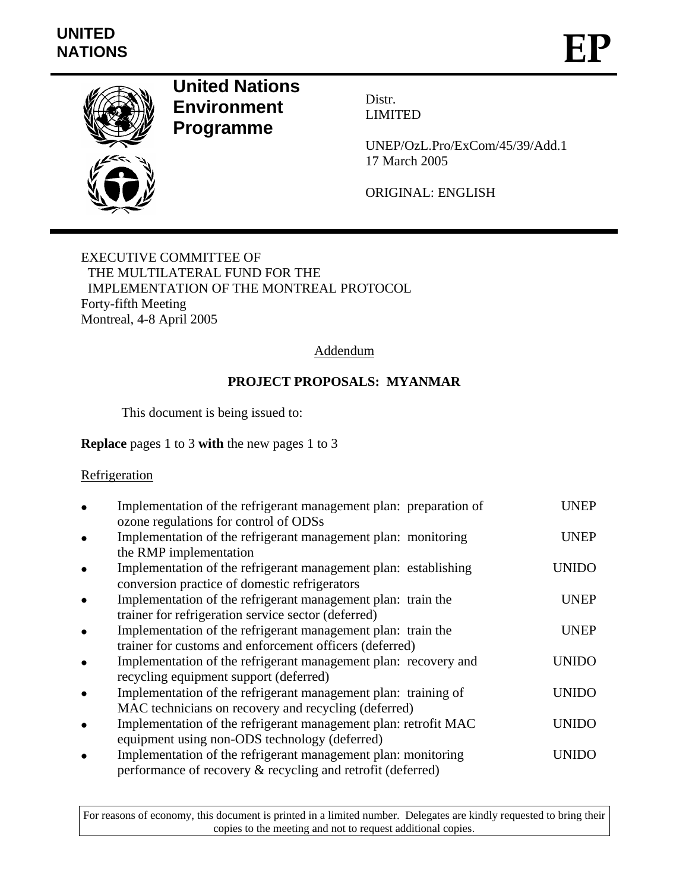UNITED NATIONS

# EP

**United Nations Environment Programme**

Distr.
LIMITED

UNEP/OzL.Pro/ExCom/45/39/Add.1
17 March 2005

ORIGINAL: ENGLISH

EXECUTIVE COMMITTEE OF
THE MULTILATERAL FUND FOR THE
IMPLEMENTATION OF THE MONTREAL PROTOCOL
Forty-fifth Meeting
Montreal, 4-8 April 2005

Addendum

## PROJECT PROPOSALS: MYANMAR

This document is being issued to:

**Replace** pages 1 to 3 **with** the new pages 1 to 3

Refrigeration

- Implementation of the refrigerant management plan: preparation of ozone regulations for control of ODSs — UNEP
- Implementation of the refrigerant management plan: monitoring the RMP implementation — UNEP
- Implementation of the refrigerant management plan: establishing conversion practice of domestic refrigerators — UNIDO
- Implementation of the refrigerant management plan: train the trainer for refrigeration service sector (deferred) — UNEP
- Implementation of the refrigerant management plan: train the trainer for customs and enforcement officers (deferred) — UNEP
- Implementation of the refrigerant management plan: recovery and recycling equipment support (deferred) — UNIDO
- Implementation of the refrigerant management plan: training of MAC technicians on recovery and recycling (deferred) — UNIDO
- Implementation of the refrigerant management plan: retrofit MAC equipment using non-ODS technology (deferred) — UNIDO
- Implementation of the refrigerant management plan: monitoring performance of recovery & recycling and retrofit (deferred) — UNIDO

For reasons of economy, this document is printed in a limited number. Delegates are kindly requested to bring their copies to the meeting and not to request additional copies.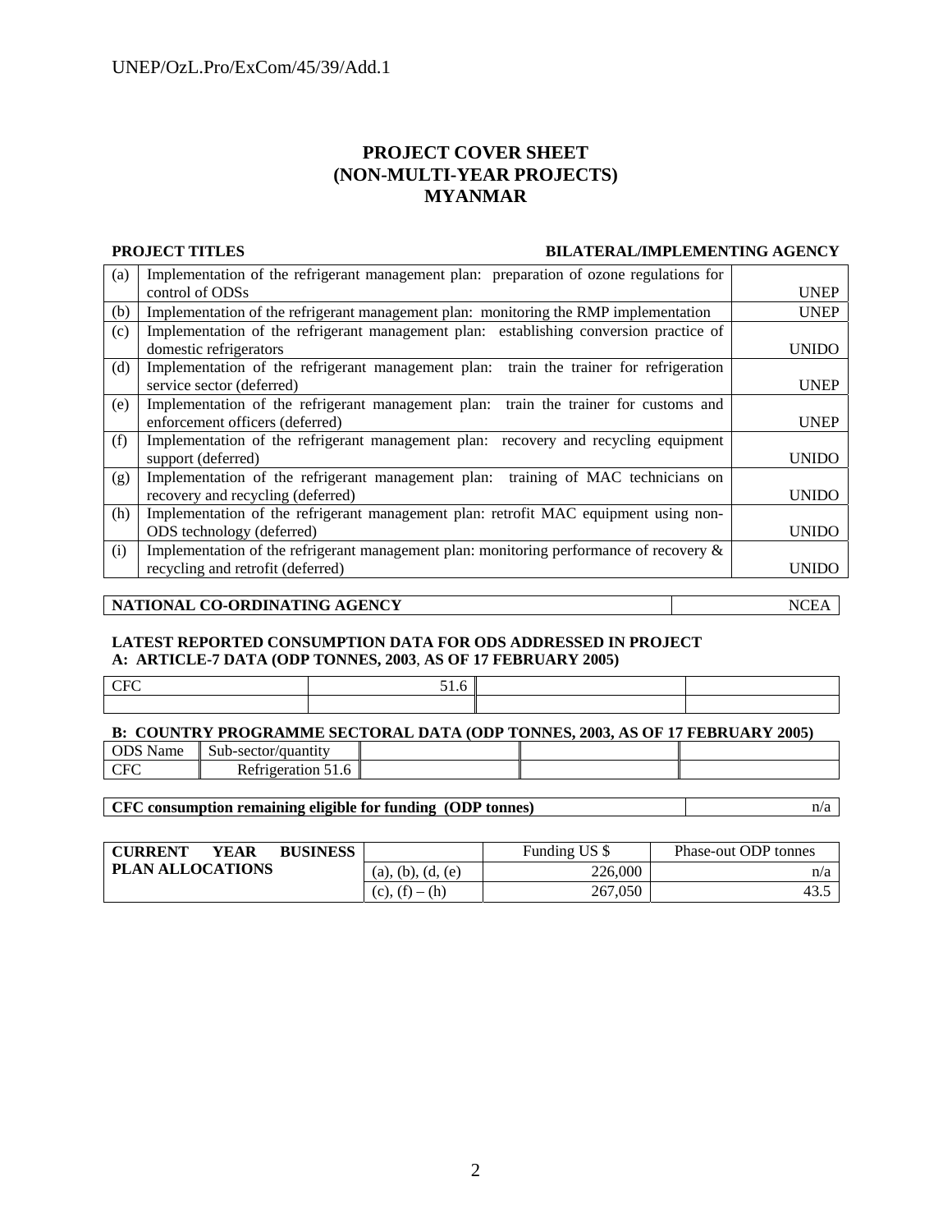# PROJECT COVER SHEET
# (NON-MULTI-YEAR PROJECTS)
# MYANMAR

**PROJECT TITLES** | **BILATERAL/IMPLEMENTING AGENCY**

| | | |
|---|---|---|
| (a) | Implementation of the refrigerant management plan: preparation of ozone regulations for control of ODSs | UNEP |
| (b) | Implementation of the refrigerant management plan: monitoring the RMP implementation | UNEP |
| (c) | Implementation of the refrigerant management plan: establishing conversion practice of domestic refrigerators | UNIDO |
| (d) | Implementation of the refrigerant management plan: train the trainer for refrigeration service sector (deferred) | UNEP |
| (e) | Implementation of the refrigerant management plan: train the trainer for customs and enforcement officers (deferred) | UNEP |
| (f) | Implementation of the refrigerant management plan: recovery and recycling equipment support (deferred) | UNIDO |
| (g) | Implementation of the refrigerant management plan: training of MAC technicians on recovery and recycling (deferred) | UNIDO |
| (h) | Implementation of the refrigerant management plan: retrofit MAC equipment using non-ODS technology (deferred) | UNIDO |
| (i) | Implementation of the refrigerant management plan: monitoring performance of recovery & recycling and retrofit (deferred) | UNIDO |

| **NATIONAL CO-ORDINATING AGENCY** | NCEA |
|---|---|

**LATEST REPORTED CONSUMPTION DATA FOR ODS ADDRESSED IN PROJECT**
**A: ARTICLE-7 DATA (ODP TONNES, 2003, AS OF 17 FEBRUARY 2005)**

| | | | |
|---|---|---|---|
| CFC | 51.6 | | |
| | | | |

**B: COUNTRY PROGRAMME SECTORAL DATA (ODP TONNES, 2003, AS OF 17 FEBRUARY 2005)**

| ODS Name | Sub-sector/quantity | | | |
|---|---|---|---|---|
| CFC | Refrigeration 51.6 | | | |

| **CFC consumption remaining eligible for funding (ODP tonnes)** | n/a |
|---|---|

| **CURRENT YEAR BUSINESS PLAN ALLOCATIONS** | | Funding US $ | Phase-out ODP tonnes |
|---|---|---|---|
| | (a), (b), (d, (e) | 226,000 | n/a |
| | (c), (f) – (h) | 267,050 | 43.5 |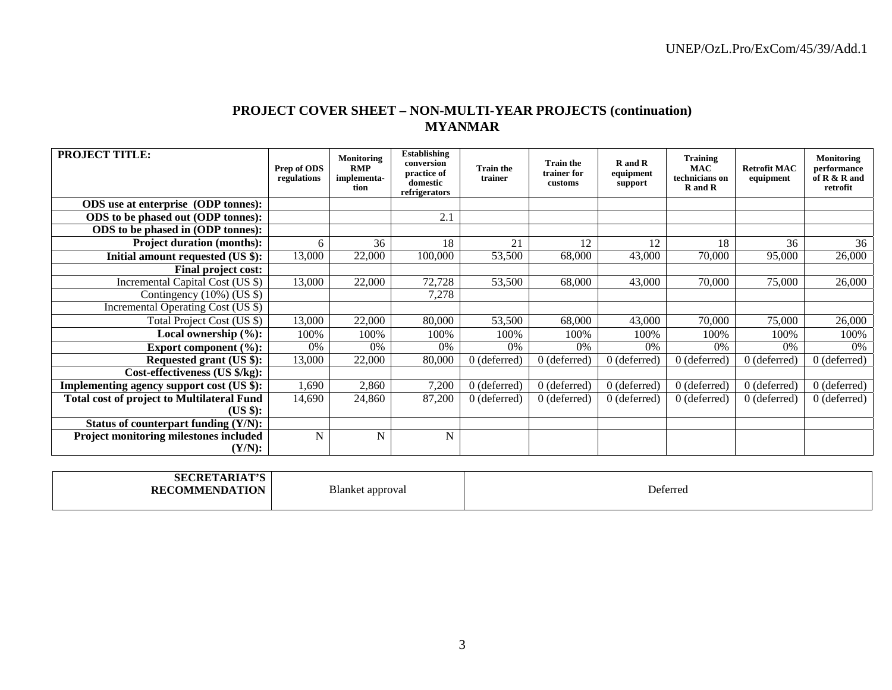## PROJECT COVER SHEET – NON-MULTI-YEAR PROJECTS (continuation)
## MYANMAR

| PROJECT TITLE: | Prep of ODS regulations | Monitoring RMP implementa-tion | Establishing conversion practice of domestic refrigerators | Train the trainer | Train the trainer for customs | R and R equipment support | Training MAC technicians on R and R | Retrofit MAC equipment | Monitoring performance of R & R and retrofit |
|---|---|---|---|---|---|---|---|---|---|
| **ODS use at enterprise (ODP tonnes):** | | | | | | | | | |
| **ODS to be phased out (ODP tonnes):** | | | 2.1 | | | | | | |
| **ODS to be phased in (ODP tonnes):** | | | | | | | | | |
| **Project duration (months):** | 6 | 36 | 18 | 21 | 12 | 12 | 18 | 36 | 36 |
| **Initial amount requested (US $):** | 13,000 | 22,000 | 100,000 | 53,500 | 68,000 | 43,000 | 70,000 | 95,000 | 26,000 |
| **Final project cost:** | | | | | | | | | |
| Incremental Capital Cost (US $) | 13,000 | 22,000 | 72,728 | 53,500 | 68,000 | 43,000 | 70,000 | 75,000 | 26,000 |
| Contingency (10%) (US $) | | | 7,278 | | | | | | |
| Incremental Operating Cost (US $) | | | | | | | | | |
| Total Project Cost (US $) | 13,000 | 22,000 | 80,000 | 53,500 | 68,000 | 43,000 | 70,000 | 75,000 | 26,000 |
| **Local ownership (%):** | 100% | 100% | 100% | 100% | 100% | 100% | 100% | 100% | 100% |
| **Export component (%):** | 0% | 0% | 0% | 0% | 0% | 0% | 0% | 0% | 0% |
| **Requested grant (US $):** | 13,000 | 22,000 | 80,000 | 0 (deferred) | 0 (deferred) | 0 (deferred) | 0 (deferred) | 0 (deferred) | 0 (deferred) |
| **Cost-effectiveness (US $/kg):** | | | | | | | | | |
| **Implementing agency support cost (US $):** | 1,690 | 2,860 | 7,200 | 0 (deferred) | 0 (deferred) | 0 (deferred) | 0 (deferred) | 0 (deferred) | 0 (deferred) |
| **Total cost of project to Multilateral Fund (US $):** | 14,690 | 24,860 | 87,200 | 0 (deferred) | 0 (deferred) | 0 (deferred) | 0 (deferred) | 0 (deferred) | 0 (deferred) |
| **Status of counterpart funding (Y/N):** | | | | | | | | | |
| **Project monitoring milestones included (Y/N):** | N | N | N | | | | | | |

| SECRETARIAT'S RECOMMENDATION | Blanket approval | Deferred |
|---|---|---|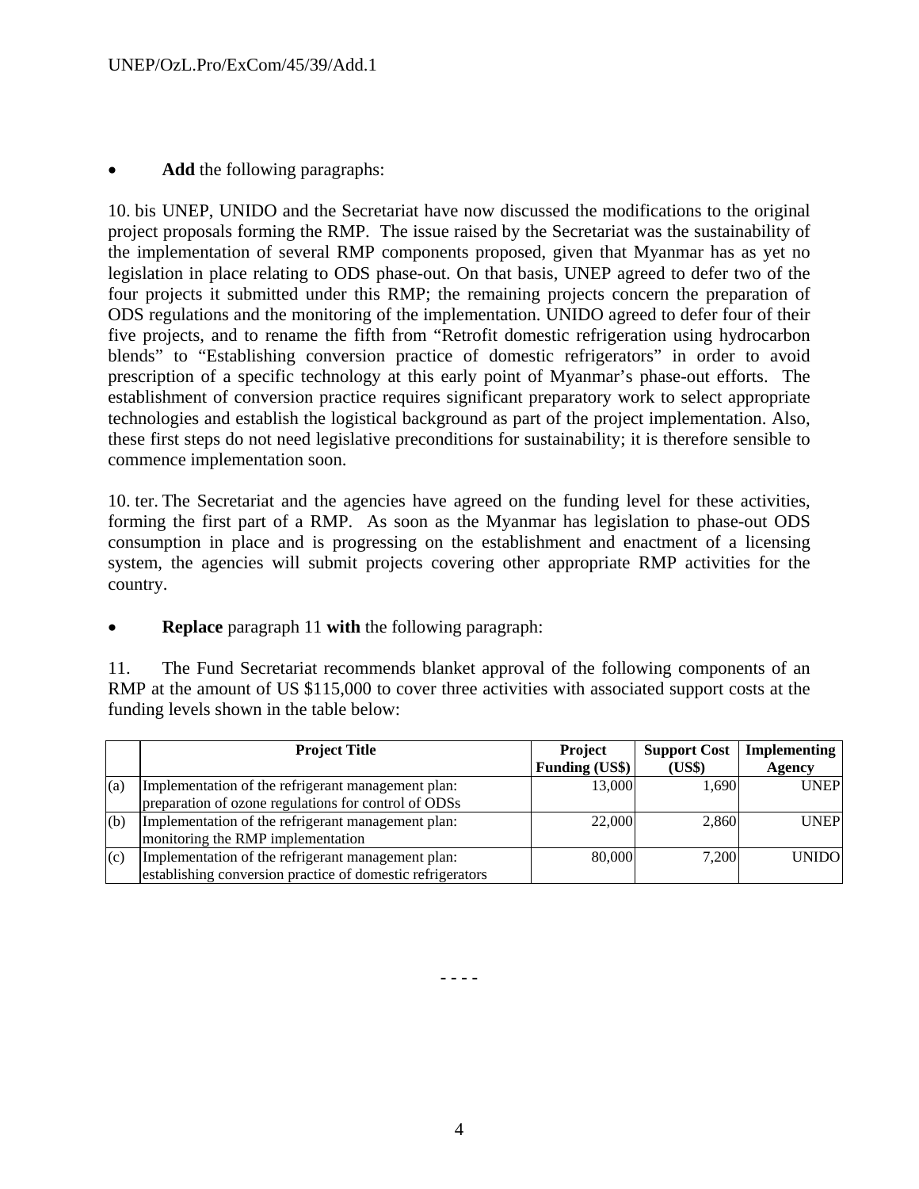- **Add** the following paragraphs:

10. bis UNEP, UNIDO and the Secretariat have now discussed the modifications to the original project proposals forming the RMP. The issue raised by the Secretariat was the sustainability of the implementation of several RMP components proposed, given that Myanmar has as yet no legislation in place relating to ODS phase-out. On that basis, UNEP agreed to defer two of the four projects it submitted under this RMP; the remaining projects concern the preparation of ODS regulations and the monitoring of the implementation. UNIDO agreed to defer four of their five projects, and to rename the fifth from "Retrofit domestic refrigeration using hydrocarbon blends" to "Establishing conversion practice of domestic refrigerators" in order to avoid prescription of a specific technology at this early point of Myanmar's phase-out efforts. The establishment of conversion practice requires significant preparatory work to select appropriate technologies and establish the logistical background as part of the project implementation. Also, these first steps do not need legislative preconditions for sustainability; it is therefore sensible to commence implementation soon.

10. ter. The Secretariat and the agencies have agreed on the funding level for these activities, forming the first part of a RMP. As soon as the Myanmar has legislation to phase-out ODS consumption in place and is progressing on the establishment and enactment of a licensing system, the agencies will submit projects covering other appropriate RMP activities for the country.

- **Replace** paragraph 11 **with** the following paragraph:

11. The Fund Secretariat recommends blanket approval of the following components of an RMP at the amount of US $115,000 to cover three activities with associated support costs at the funding levels shown in the table below:

| | Project Title | Project Funding (US$) | Support Cost (US$) | Implementing Agency |
|---|---|---|---|---|
| (a) | Implementation of the refrigerant management plan: preparation of ozone regulations for control of ODSs | 13,000 | 1,690 | UNEP |
| (b) | Implementation of the refrigerant management plan: monitoring the RMP implementation | 22,000 | 2,860 | UNEP |
| (c) | Implementation of the refrigerant management plan: establishing conversion practice of domestic refrigerators | 80,000 | 7,200 | UNIDO |

- - - -